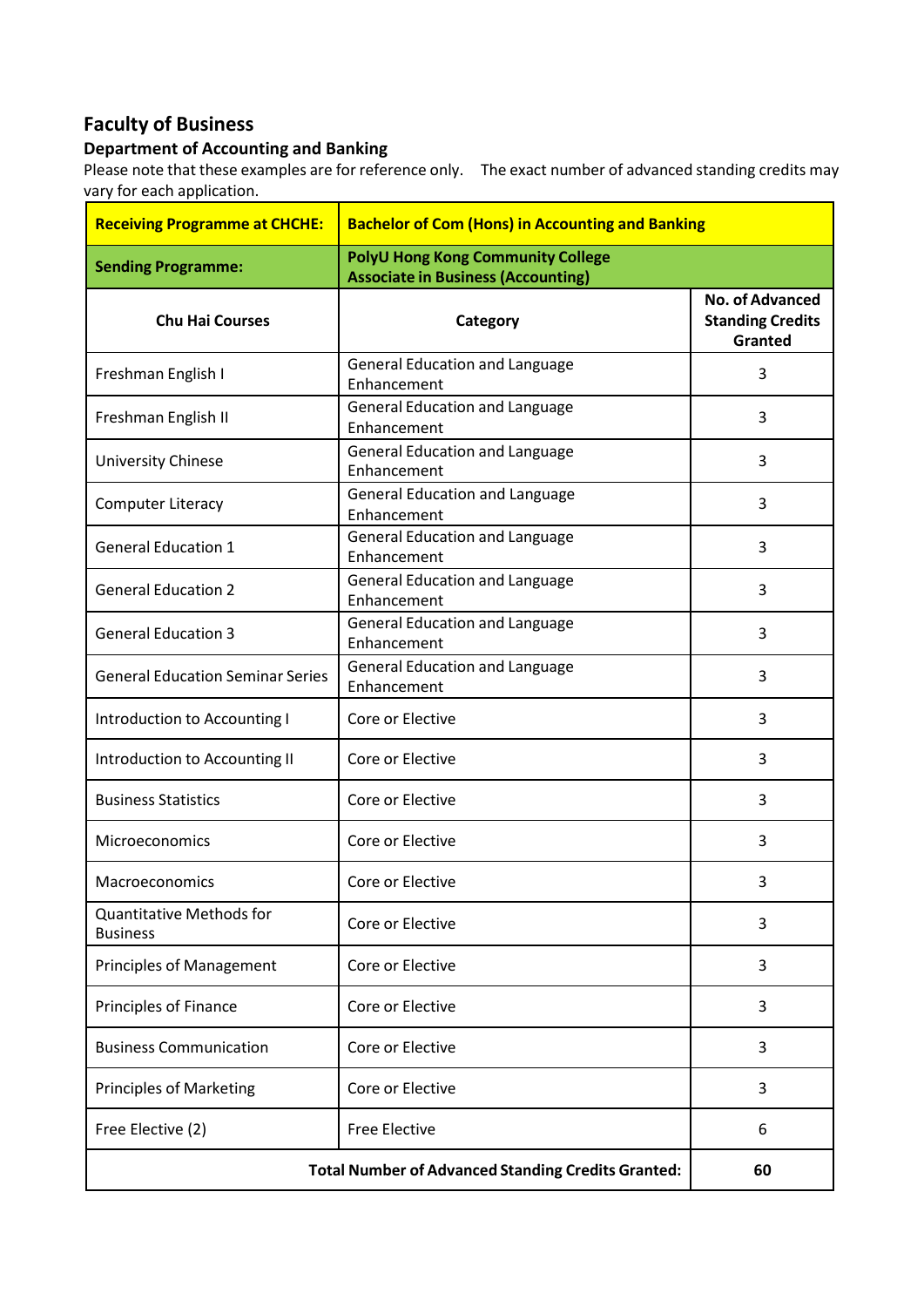# Faculty of Business

## Department of Accounting and Banking

Please note that these examples are for reference only. The exact number of advanced standing credits may vary for each application.

| **Receiving Programme at CHCHE:** | **Bachelor of Com (Hons) in Accounting and Banking** | |
|---|---|---|
| **Sending Programme:** | **PolyU Hong Kong Community College Associate in Business (Accounting)** | |
| **Chu Hai Courses** | **Category** | **No. of Advanced Standing Credits Granted** |
| Freshman English I | General Education and Language Enhancement | 3 |
| Freshman English II | General Education and Language Enhancement | 3 |
| University Chinese | General Education and Language Enhancement | 3 |
| Computer Literacy | General Education and Language Enhancement | 3 |
| General Education 1 | General Education and Language Enhancement | 3 |
| General Education 2 | General Education and Language Enhancement | 3 |
| General Education 3 | General Education and Language Enhancement | 3 |
| General Education Seminar Series | General Education and Language Enhancement | 3 |
| Introduction to Accounting I | Core or Elective | 3 |
| Introduction to Accounting II | Core or Elective | 3 |
| Business Statistics | Core or Elective | 3 |
| Microeconomics | Core or Elective | 3 |
| Macroeconomics | Core or Elective | 3 |
| Quantitative Methods for Business | Core or Elective | 3 |
| Principles of Management | Core or Elective | 3 |
| Principles of Finance | Core or Elective | 3 |
| Business Communication | Core or Elective | 3 |
| Principles of Marketing | Core or Elective | 3 |
| Free Elective (2) | Free Elective | 6 |
| **Total Number of Advanced Standing Credits Granted:** | | **60** |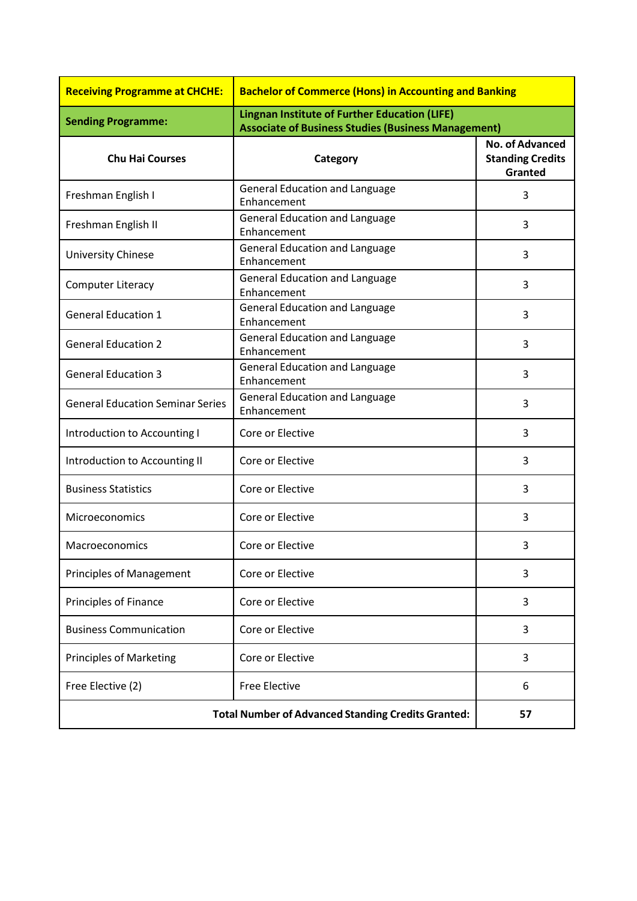| Receiving Programme at CHCHE: | Bachelor of Commerce (Hons) in Accounting and Banking | |
|---|---|---|
| **Sending Programme:** | **Lingnan Institute of Further Education (LIFE) Associate of Business Studies (Business Management)** | |
| **Chu Hai Courses** | **Category** | **No. of Advanced Standing Credits Granted** |
| Freshman English I | General Education and Language Enhancement | 3 |
| Freshman English II | General Education and Language Enhancement | 3 |
| University Chinese | General Education and Language Enhancement | 3 |
| Computer Literacy | General Education and Language Enhancement | 3 |
| General Education 1 | General Education and Language Enhancement | 3 |
| General Education 2 | General Education and Language Enhancement | 3 |
| General Education 3 | General Education and Language Enhancement | 3 |
| General Education Seminar Series | General Education and Language Enhancement | 3 |
| Introduction to Accounting I | Core or Elective | 3 |
| Introduction to Accounting II | Core or Elective | 3 |
| Business Statistics | Core or Elective | 3 |
| Microeconomics | Core or Elective | 3 |
| Macroeconomics | Core or Elective | 3 |
| Principles of Management | Core or Elective | 3 |
| Principles of Finance | Core or Elective | 3 |
| Business Communication | Core or Elective | 3 |
| Principles of Marketing | Core or Elective | 3 |
| Free Elective (2) | Free Elective | 6 |
| **Total Number of Advanced Standing Credits Granted:** | | **57** |